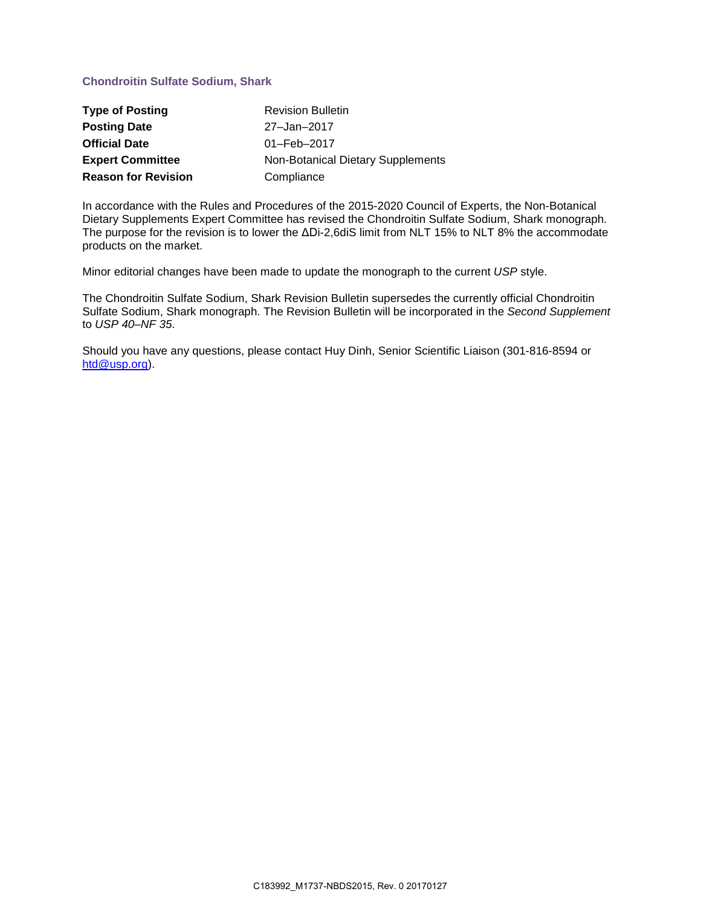## Chondroitin Sulfate Sodium, Shark

| | |
|---|---|
| **Type of Posting** | Revision Bulletin |
| **Posting Date** | 27–Jan–2017 |
| **Official Date** | 01–Feb–2017 |
| **Expert Committee** | Non-Botanical Dietary Supplements |
| **Reason for Revision** | Compliance |

In accordance with the Rules and Procedures of the 2015-2020 Council of Experts, the Non-Botanical Dietary Supplements Expert Committee has revised the Chondroitin Sulfate Sodium, Shark monograph. The purpose for the revision is to lower the ΔDi-2,6diS limit from NLT 15% to NLT 8% the accommodate products on the market.

Minor editorial changes have been made to update the monograph to the current *USP* style.

The Chondroitin Sulfate Sodium, Shark Revision Bulletin supersedes the currently official Chondroitin Sulfate Sodium, Shark monograph. The Revision Bulletin will be incorporated in the *Second Supplement* to *USP 40–NF 35*.

Should you have any questions, please contact Huy Dinh, Senior Scientific Liaison (301-816-8594 or htd@usp.org).

C183992_M1737-NBDS2015, Rev. 0 20170127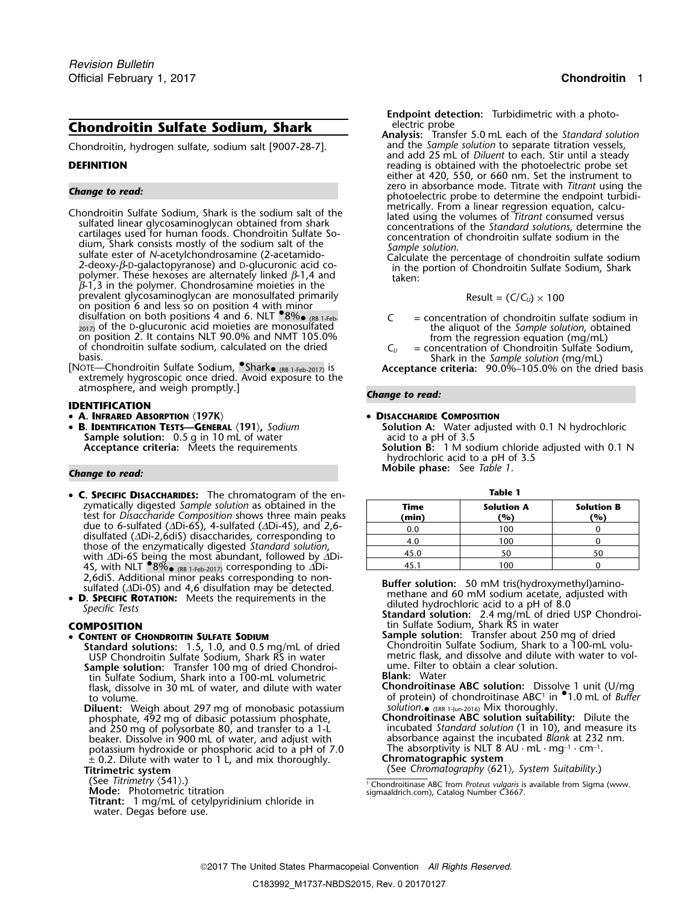# Chondroitin Sulfate Sodium, Shark

Chondroitin, hydrogen sulfate, sodium salt [9007-28-7].

## DEFINITION

***Change to read:***

Chondroitin Sulfate Sodium, Shark is the sodium salt of the sulfated linear glycosaminoglycan obtained from shark cartilages used for human foods. Chondroitin Sulfate Sodium, Shark consists mostly of the sodium salt of the sulfate ester of *N*-acetylchondrosamine (2-acetamido-2-deoxy-β-D-galactopyranose) and D-glucuronic acid copolymer. These hexoses are alternately linked β-1,4 and β-1,3 in the polymer. Chondrosamine moieties in the prevalent glycosaminoglycan are monosulfated primarily on position 6 and less so on position 4 with minor disulfation on both positions 4 and 6. NLT •8%• (RB 1-Feb-2017) of the D-glucuronic acid moieties are monosulfated on position 2. It contains NLT 90.0% and NMT 105.0% of chondroitin sulfate sodium, calculated on the dried basis.

[NOTE—Chondroitin Sulfate Sodium, •Shark• (RB 1-Feb-2017) is extremely hygroscopic once dried. Avoid exposure to the atmosphere, and weigh promptly.]

## IDENTIFICATION

- **A. INFRARED ABSORPTION ⟨197K⟩**
- **B. IDENTIFICATION TESTS—GENERAL ⟨191⟩,** *Sodium*
  **Sample solution:** 0.5 g in 10 mL of water
  **Acceptance criteria:** Meets the requirements

***Change to read:***

- **C. SPECIFIC DISACCHARIDES:** The chromatogram of the enzymatically digested *Sample solution* as obtained in the test for *Disaccharide Composition* shows three main peaks due to 6-sulfated (ΔDi-6S), 4-sulfated (ΔDi-4S), and 2,6-disulfated (ΔDi-2,6diS) disaccharides, corresponding to those of the enzymatically digested *Standard solution*, with ΔDi-6S being the most abundant, followed by ΔDi-4S, with NLT •8%• (RB 1-Feb-2017) corresponding to ΔDi-2,6diS. Additional minor peaks corresponding to nonsulfated (ΔDi-0S) and 4,6 disulfation may be detected.
- **D. SPECIFIC ROTATION:** Meets the requirements in the *Specific Tests*

## COMPOSITION

- **CONTENT OF CHONDROITIN SULFATE SODIUM**
  **Standard solutions:** 1.5, 1.0, and 0.5 mg/mL of dried USP Chondroitin Sulfate Sodium, Shark RS in water
  **Sample solution:** Transfer 100 mg of dried Chondroitin Sulfate Sodium, Shark into a 100-mL volumetric flask, dissolve in 30 mL of water, and dilute with water to volume.
  **Diluent:** Weigh about 297 mg of monobasic potassium phosphate, 492 mg of dibasic potassium phosphate, and 250 mg of polysorbate 80, and transfer to a 1-L beaker. Dissolve in 900 mL of water, and adjust with potassium hydroxide or phosphoric acid to a pH of 7.0 ± 0.2. Dilute with water to 1 L, and mix thoroughly.
  **Titrimetric system**
  (See *Titrimetry* ⟨541⟩.)
  **Mode:** Photometric titration
  **Titrant:** 1 mg/mL of cetylpyridinium chloride in water. Degas before use.
  **Endpoint detection:** Turbidimetric with a photoelectric probe
  **Analysis:** Transfer 5.0 mL each of the *Standard solution* and the *Sample solution* to separate titration vessels, and add 25 mL of *Diluent* to each. Stir until a steady reading is obtained with the photoelectric probe set either at 420, 550, or 660 nm. Set the instrument to zero in absorbance mode. Titrate with *Titrant* using the photoelectric probe to determine the endpoint turbidimetrically. From a linear regression equation, calculated using the volumes of *Titrant* consumed versus concentrations of the *Standard solutions*, determine the concentration of chondroitin sulfate sodium in the *Sample solution*.
  Calculate the percentage of chondroitin sulfate sodium in the portion of Chondroitin Sulfate Sodium, Shark taken:

$$\text{Result} = (C/C_U) \times 100$$

$C$ = concentration of chondroitin sulfate sodium in the aliquot of the *Sample solution*, obtained from the regression equation (mg/mL)
$C_U$ = concentration of Chondroitin Sulfate Sodium, Shark in the *Sample solution* (mg/mL)

**Acceptance criteria:** 90.0%–105.0% on the dried basis

***Change to read:***

- **DISACCHARIDE COMPOSITION**
  **Solution A:** Water adjusted with 0.1 N hydrochloric acid to a pH of 3.5
  **Solution B:** 1 M sodium chloride adjusted with 0.1 N hydrochloric acid to a pH of 3.5
  **Mobile phase:** See *Table 1*.

**Table 1**

| Time (min) | Solution A (%) | Solution B (%) |
|---|---|---|
| 0.0 | 100 | 0 |
| 4.0 | 100 | 0 |
| 45.0 | 50 | 50 |
| 45.1 | 100 | 0 |

**Buffer solution:** 50 mM tris(hydroxymethyl)aminomethane and 60 mM sodium acetate, adjusted with diluted hydrochloric acid to a pH of 8.0
**Standard solution:** 2.4 mg/mL of dried USP Chondroitin Sulfate Sodium, Shark RS in water
**Sample solution:** Transfer about 250 mg of dried Chondroitin Sulfate Sodium, Shark to a 100-mL volumetric flask, and dissolve and dilute with water to volume. Filter to obtain a clear solution.
**Blank:** Water
**Chondroitinase ABC solution:** Dissolve 1 unit (U/mg of protein) of chondroitinase ABC[1] in •1.0 mL of *Buffer solution*.• (ERR 1-Jun-2016) Mix thoroughly.
**Chondroitinase ABC solution suitability:** Dilute the incubated *Standard solution* (1 in 10), and measure its absorbance against the incubated *Blank* at 232 nm. The absorptivity is NLT 8 AU · mL · mg$^{-1}$ · cm$^{-1}$.
**Chromatographic system**
(See *Chromatography* ⟨621⟩, *System Suitability*.)

[1] Chondroitinase ABC from *Proteus vulgaris* is available from Sigma (www.sigmaaldrich.com), Catalog Number C3667.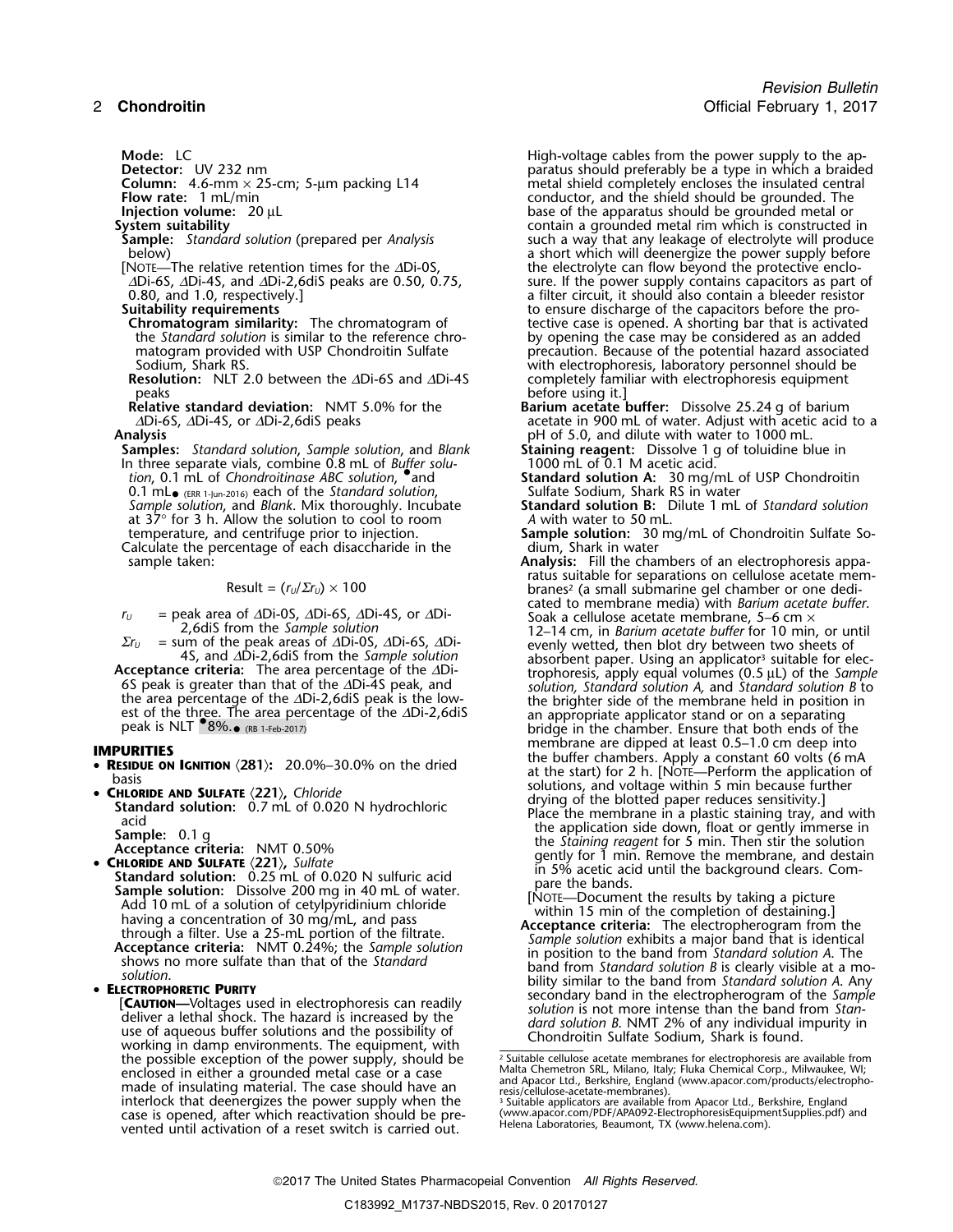**Mode:** LC

**Detector:** UV 232 nm

**Column:** 4.6-mm × 25-cm; 5-µm packing L14

**Flow rate:** 1 mL/min

**Injection volume:** 20 µL

**System suitability**

**Sample:** *Standard solution* (prepared per *Analysis* below)

[NOTE—The relative retention times for the ΔDi-0S, ΔDi-6S, ΔDi-4S, and ΔDi-2,6diS peaks are 0.50, 0.75, 0.80, and 1.0, respectively.]

**Suitability requirements**

**Chromatogram similarity:** The chromatogram of the *Standard solution* is similar to the reference chromatogram provided with USP Chondroitin Sulfate Sodium, Shark RS.

**Resolution:** NLT 2.0 between the ΔDi-6S and ΔDi-4S peaks

**Relative standard deviation:** NMT 5.0% for the ΔDi-6S, ΔDi-4S, or ΔDi-2,6diS peaks

**Analysis**

**Samples:** *Standard solution*, *Sample solution*, and *Blank*

In three separate vials, combine 0.8 mL of *Buffer solution*, 0.1 mL of *Chondroitinase ABC solution*, •and 0.1 mL• (ERR 1-Jun-2016) each of the *Standard solution*, *Sample solution*, and *Blank*. Mix thoroughly. Incubate at 37° for 3 h. Allow the solution to cool to room temperature, and centrifuge prior to injection.

Calculate the percentage of each disaccharide in the sample taken:

$$\text{Result} = (r_U/\Sigma r_U) \times 100$$

$r_U$ = peak area of ΔDi-0S, ΔDi-6S, ΔDi-4S, or ΔDi-2,6diS from the *Sample solution*

$\Sigma r_U$ = sum of the peak areas of ΔDi-0S, ΔDi-6S, ΔDi-4S, and ΔDi-2,6diS from the *Sample solution*

**Acceptance criteria:** The area percentage of the ΔDi-6S peak is greater than that of the ΔDi-4S peak, and the area percentage of the ΔDi-2,6diS peak is the lowest of the three. The area percentage of the ΔDi-2,6diS peak is NLT •8%.• (RB 1-Feb-2017)

## IMPURITIES

- **RESIDUE ON IGNITION ⟨281⟩:** 20.0%–30.0% on the dried basis
- **CHLORIDE AND SULFATE ⟨221⟩,** *Chloride*

  **Standard solution:** 0.7 mL of 0.020 N hydrochloric acid

  **Sample:** 0.1 g

  **Acceptance criteria:** NMT 0.50%
- **CHLORIDE AND SULFATE ⟨221⟩,** *Sulfate*

  **Standard solution:** 0.25 mL of 0.020 N sulfuric acid

  **Sample solution:** Dissolve 200 mg in 40 mL of water. Add 10 mL of a solution of cetylpyridinium chloride having a concentration of 30 mg/mL, and pass through a filter. Use a 25-mL portion of the filtrate.

  **Acceptance criteria:** NMT 0.24%; the *Sample solution* shows no more sulfate than that of the *Standard solution*.
- **ELECTROPHORETIC PURITY**

  [**CAUTION—**Voltages used in electrophoresis can readily deliver a lethal shock. The hazard is increased by the use of aqueous buffer solutions and the possibility of working in damp environments. The equipment, with the possible exception of the power supply, should be enclosed in either a grounded metal case or a case made of insulating material. The case should have an interlock that deenergizes the power supply when the case is opened, after which reactivation should be prevented until activation of a reset switch is carried out. High-voltage cables from the power supply to the apparatus should preferably be a type in which a braided metal shield completely encloses the insulated central conductor, and the shield should be grounded. The base of the apparatus should be grounded metal or contain a grounded metal rim which is constructed in such a way that any leakage of electrolyte will produce a short which will deenergize the power supply before the electrolyte can flow beyond the protective enclosure. If the power supply contains capacitors as part of a filter circuit, it should also contain a bleeder resistor to ensure discharge of the capacitors before the protective case is opened. A shorting bar that is activated by opening the case may be considered as an added precaution. Because of the potential hazard associated with electrophoresis, laboratory personnel should be completely familiar with electrophoresis equipment before using it.]

  **Barium acetate buffer:** Dissolve 25.24 g of barium acetate in 900 mL of water. Adjust with acetic acid to a pH of 5.0, and dilute with water to 1000 mL.

  **Staining reagent:** Dissolve 1 g of toluidine blue in 1000 mL of 0.1 M acetic acid.

  **Standard solution A:** 30 mg/mL of USP Chondroitin Sulfate Sodium, Shark RS in water

  **Standard solution B:** Dilute 1 mL of *Standard solution A* with water to 50 mL.

  **Sample solution:** 30 mg/mL of Chondroitin Sulfate Sodium, Shark in water

  **Analysis:** Fill the chambers of an electrophoresis apparatus suitable for separations on cellulose acetate membranes[2] (a small submarine gel chamber or one dedicated to membrane media) with *Barium acetate buffer*. Soak a cellulose acetate membrane, 5–6 cm × 12–14 cm, in *Barium acetate buffer* for 10 min, or until evenly wetted, then blot dry between two sheets of absorbent paper. Using an applicator[3] suitable for electrophoresis, apply equal volumes (0.5 µL) of the *Sample solution*, *Standard solution A*, and *Standard solution B* to the brighter side of the membrane held in position in an appropriate applicator stand or on a separating bridge in the chamber. Ensure that both ends of the membrane are dipped at least 0.5–1.0 cm deep into the buffer chambers. Apply a constant 60 volts (6 mA at the start) for 2 h. [NOTE—Perform the application of solutions, and voltage within 5 min because further drying of the blotted paper reduces sensitivity.]

  Place the membrane in a plastic staining tray, and with the application side down, float or gently immerse in the *Staining reagent* for 5 min. Then stir the solution gently for 1 min. Remove the membrane, and destain in 5% acetic acid until the background clears. Compare the bands.

  [NOTE—Document the results by taking a picture within 15 min of the completion of destaining.]

  **Acceptance criteria:** The electropherogram from the *Sample solution* exhibits a major band that is identical in position to the band from *Standard solution A*. The band from *Standard solution B* is clearly visible at a mobility similar to the band from *Standard solution A*. Any secondary band in the electropherogram of the *Sample solution* is not more intense than the band from *Standard solution B*. NMT 2% of any individual impurity in Chondroitin Sulfate Sodium, Shark is found.

---

[2] Suitable cellulose acetate membranes for electrophoresis are available from Malta Chemetron SRL, Milano, Italy; Fluka Chemical Corp., Milwaukee, WI; and Apacor Ltd., Berkshire, England (www.apacor.com/products/electrophoresis/cellulose-acetate-membranes).

[3] Suitable applicators are available from Apacor Ltd., Berkshire, England (www.apacor.com/PDF/APA092-ElectrophoresisEquipmentSupplies.pdf) and Helena Laboratories, Beaumont, TX (www.helena.com).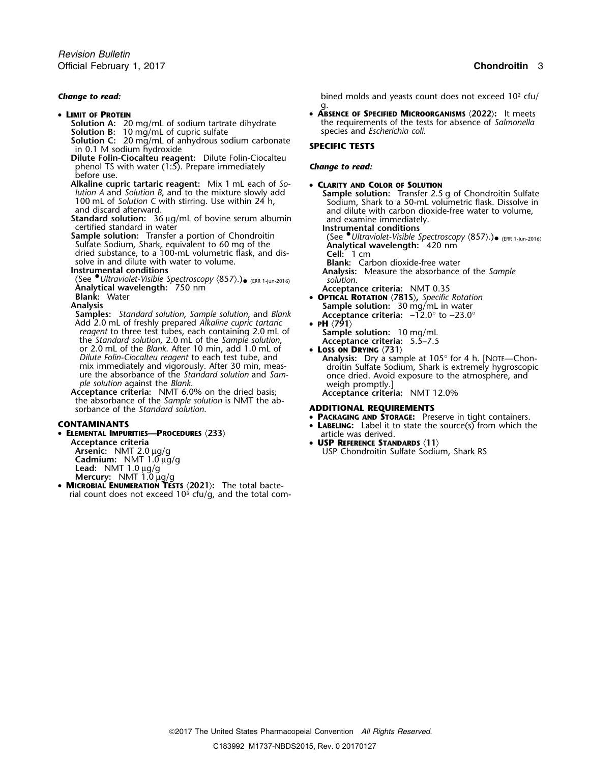*Change to read:*

- **Limit of Protein**

  **Solution A:** 20 mg/mL of sodium tartrate dihydrate

  **Solution B:** 10 mg/mL of cupric sulfate

  **Solution C:** 20 mg/mL of anhydrous sodium carbonate in 0.1 M sodium hydroxide

  **Dilute Folin-Ciocalteu reagent:** Dilute Folin-Ciocalteu phenol TS with water (1:5). Prepare immediately before use.

  **Alkaline cupric tartaric reagent:** Mix 1 mL each of *Solution A* and *Solution B*, and to the mixture slowly add 100 mL of *Solution C* with stirring. Use within 24 h, and discard afterward.

  **Standard solution:** 36 µg/mL of bovine serum albumin certified standard in water

  **Sample solution:** Transfer a portion of Chondroitin Sulfate Sodium, Shark, equivalent to 60 mg of the dried substance, to a 100-mL volumetric flask, and dissolve in and dilute with water to volume.

  **Instrumental conditions**

  (See ●*Ultraviolet-Visible Spectroscopy* 〈857〉.)● (ERR 1-Jun-2016)

  **Analytical wavelength:** 750 nm

  **Blank:** Water

  **Analysis**

  **Samples:** *Standard solution*, *Sample solution*, and *Blank*

  Add 2.0 mL of freshly prepared *Alkaline cupric tartaric reagent* to three test tubes, each containing 2.0 mL of the *Standard solution*, 2.0 mL of the *Sample solution*, or 2.0 mL of the *Blank*. After 10 min, add 1.0 mL of *Dilute Folin-Ciocalteu reagent* to each test tube, and mix immediately and vigorously. After 30 min, measure the absorbance of the *Standard solution* and *Sample solution* against the *Blank*.

  **Acceptance criteria:** NMT 6.0% on the dried basis; the absorbance of the *Sample solution* is NMT the absorbance of the *Standard solution*.

## CONTAMINANTS

- **Elemental Impurities—Procedures** 〈233〉

  **Acceptance criteria**

  **Arsenic:** NMT 2.0 µg/g

  **Cadmium:** NMT 1.0 µg/g

  **Lead:** NMT 1.0 µg/g

  **Mercury:** NMT 1.0 µg/g

- **Microbial Enumeration Tests** 〈2021〉**:** The total bacterial count does not exceed $10^3$ cfu/g, and the total combined molds and yeasts count does not exceed $10^2$ cfu/g.
- **Absence of Specified Microorganisms** 〈2022〉**:** It meets the requirements of the tests for absence of *Salmonella* species and *Escherichia coli*.

## SPECIFIC TESTS

*Change to read:*

- **Clarity and Color of Solution**

  **Sample solution:** Transfer 2.5 g of Chondroitin Sulfate Sodium, Shark to a 50-mL volumetric flask. Dissolve in and dilute with carbon dioxide-free water to volume, and examine immediately.

  **Instrumental conditions**

  (See ●*Ultraviolet-Visible Spectroscopy* 〈857〉.)● (ERR 1-Jun-2016)

  **Analytical wavelength:** 420 nm

  **Cell:** 1 cm

  **Blank:** Carbon dioxide-free water

  **Analysis:** Measure the absorbance of the *Sample solution*.

  **Acceptance criteria:** NMT 0.35

- **Optical Rotation** 〈781S〉**,** *Specific Rotation*

  **Sample solution:** 30 mg/mL in water

  **Acceptance criteria:** −12.0° to −23.0°

- **pH** 〈791〉

  **Sample solution:** 10 mg/mL

  **Acceptance criteria:** 5.5–7.5

- **Loss on Drying** 〈731〉

  **Analysis:** Dry a sample at 105° for 4 h. [Note—Chondroitin Sulfate Sodium, Shark is extremely hygroscopic once dried. Avoid exposure to the atmosphere, and weigh promptly.]

  **Acceptance criteria:** NMT 12.0%

## ADDITIONAL REQUIREMENTS

- **Packaging and Storage:** Preserve in tight containers.
- **Labeling:** Label it to state the source(s) from which the article was derived.
- **USP Reference Standards** 〈11〉

  USP Chondroitin Sulfate Sodium, Shark RS